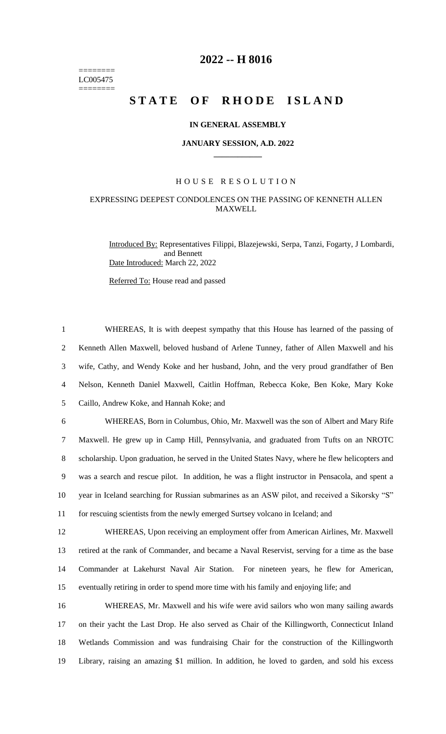========
LC005475
========

# 2022 -- H 8016

# STATE OF RHODE ISLAND

### IN GENERAL ASSEMBLY

### JANUARY SESSION, A.D. 2022

---

## HOUSE RESOLUTION

### EXPRESSING DEEPEST CONDOLENCES ON THE PASSING OF KENNETH ALLEN MAXWELL

Introduced By: Representatives Filippi, Blazejewski, Serpa, Tanzi, Fogarty, J Lombardi, and Bennett

Date Introduced: March 22, 2022

Referred To: House read and passed

1 WHEREAS, It is with deepest sympathy that this House has learned of the passing of
2 Kenneth Allen Maxwell, beloved husband of Arlene Tunney, father of Allen Maxwell and his
3 wife, Cathy, and Wendy Koke and her husband, John, and the very proud grandfather of Ben
4 Nelson, Kenneth Daniel Maxwell, Caitlin Hoffman, Rebecca Koke, Ben Koke, Mary Koke
5 Caillo, Andrew Koke, and Hannah Koke; and

6 WHEREAS, Born in Columbus, Ohio, Mr. Maxwell was the son of Albert and Mary Rife
7 Maxwell. He grew up in Camp Hill, Pennsylvania, and graduated from Tufts on an NROTC
8 scholarship. Upon graduation, he served in the United States Navy, where he flew helicopters and
9 was a search and rescue pilot. In addition, he was a flight instructor in Pensacola, and spent a
10 year in Iceland searching for Russian submarines as an ASW pilot, and received a Sikorsky "S"
11 for rescuing scientists from the newly emerged Surtsey volcano in Iceland; and

12 WHEREAS, Upon receiving an employment offer from American Airlines, Mr. Maxwell
13 retired at the rank of Commander, and became a Naval Reservist, serving for a time as the base
14 Commander at Lakehurst Naval Air Station. For nineteen years, he flew for American,
15 eventually retiring in order to spend more time with his family and enjoying life; and

16 WHEREAS, Mr. Maxwell and his wife were avid sailors who won many sailing awards
17 on their yacht the Last Drop. He also served as Chair of the Killingworth, Connecticut Inland
18 Wetlands Commission and was fundraising Chair for the construction of the Killingworth
19 Library, raising an amazing $1 million. In addition, he loved to garden, and sold his excess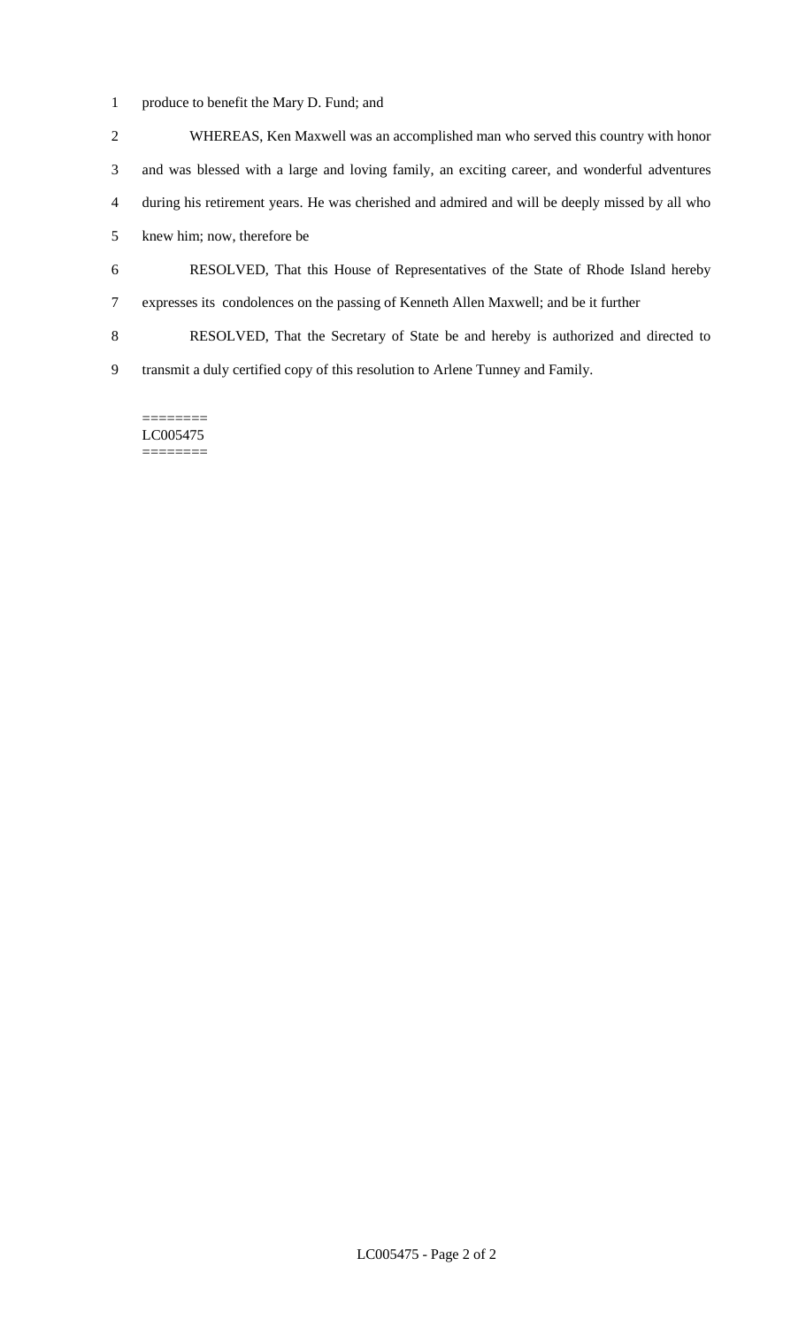produce to benefit the Mary D. Fund; and

WHEREAS, Ken Maxwell was an accomplished man who served this country with honor and was blessed with a large and loving family, an exciting career, and wonderful adventures during his retirement years. He was cherished and admired and will be deeply missed by all who knew him; now, therefore be

RESOLVED, That this House of Representatives of the State of Rhode Island hereby expresses its condolences on the passing of Kenneth Allen Maxwell; and be it further

RESOLVED, That the Secretary of State be and hereby is authorized and directed to transmit a duly certified copy of this resolution to Arlene Tunney and Family.

========
LC005475
========